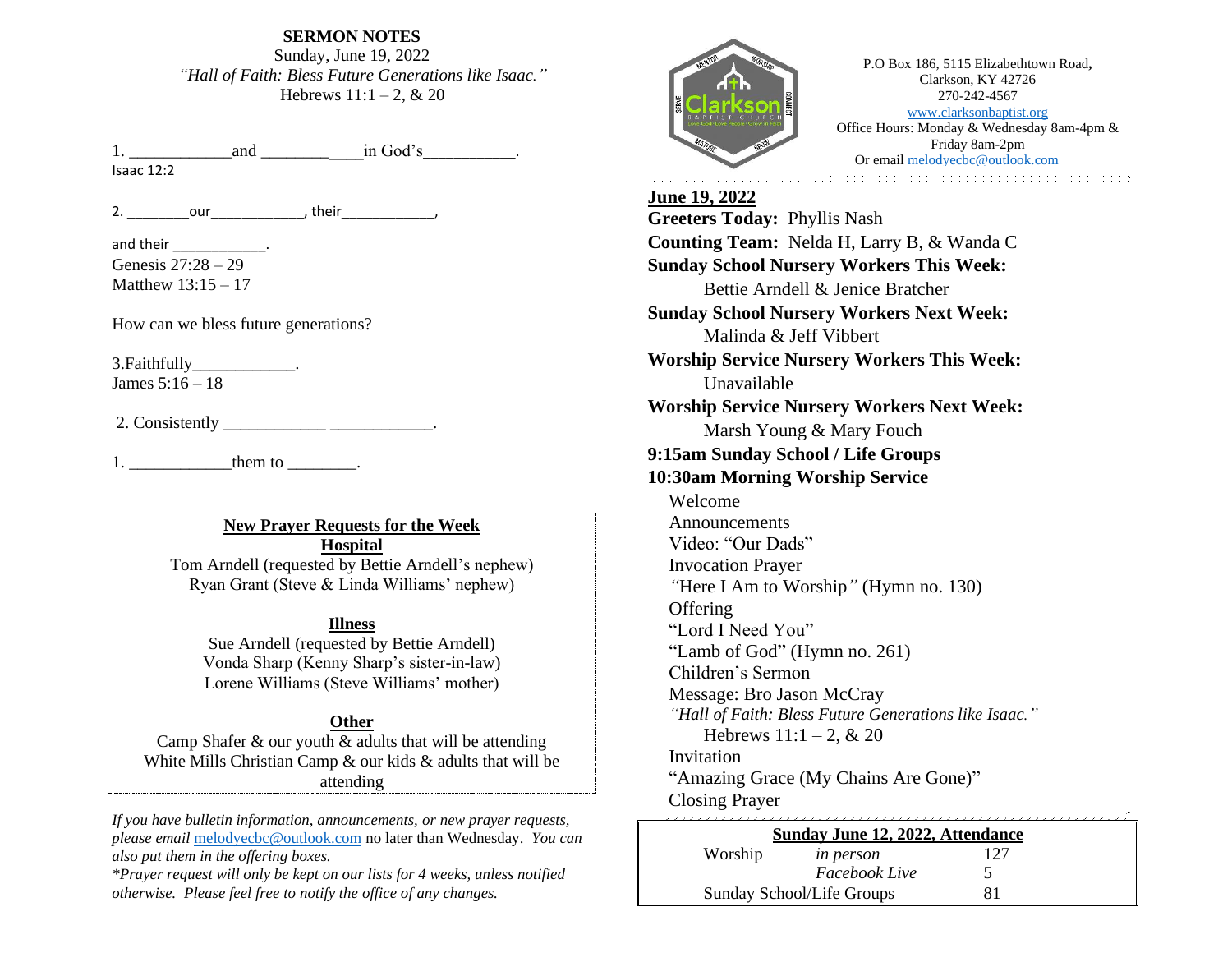**SERMON NOTES**

Sunday, June 19, 2022

*"Hall of Faith: Bless Future Generations like Isaac."*

Hebrews 11:1 – 2, & 20

1. ___________and ____________in God's__________.
Isaac 12:2

2. ________our____________, their____________,

and their ____________.
Genesis 27:28 – 29
Matthew 13:15 – 17

How can we bless future generations?

3.Faithfully____________.
James 5:16 – 18

2. Consistently ____________ ____________.

1. ____________them to ________.

**New Prayer Requests for the Week**

**Hospital**

Tom Arndell (requested by Bettie Arndell's nephew)
Ryan Grant (Steve & Linda Williams' nephew)

**Illness**

Sue Arndell (requested by Bettie Arndell)
Vonda Sharp (Kenny Sharp's sister-in-law)
Lorene Williams (Steve Williams' mother)

**Other**

Camp Shafer & our youth & adults that will be attending
White Mills Christian Camp & our kids & adults that will be attending

*If you have bulletin information, announcements, or new prayer requests, please email* melodyecbc@outlook.com no later than Wednesday. *You can also put them in the offering boxes.*
*\*Prayer request will only be kept on our lists for 4 weeks, unless notified otherwise. Please feel free to notify the office of any changes.*

Clarkson Baptist Church

P.O Box 186, 5115 Elizabethtown Road,
Clarkson, KY 42726
270-242-4567
www.clarksonbaptist.org
Office Hours: Monday & Wednesday 8am-4pm & Friday 8am-2pm
Or email melodyecbc@outlook.com

**June 19, 2022**

**Greeters Today:** Phyllis Nash
**Counting Team:** Nelda H, Larry B, & Wanda C
**Sunday School Nursery Workers This Week:**
Bettie Arndell & Jenice Bratcher
**Sunday School Nursery Workers Next Week:**
Malinda & Jeff Vibbert
**Worship Service Nursery Workers This Week:**
Unavailable
**Worship Service Nursery Workers Next Week:**
Marsh Young & Mary Fouch
**9:15am Sunday School / Life Groups**
**10:30am Morning Worship Service**

Welcome
Announcements
Video: "Our Dads"
Invocation Prayer
*"*Here I Am to Worship*"* (Hymn no. 130)
Offering
"Lord I Need You"
"Lamb of God" (Hymn no. 261)
Children's Sermon
Message: Bro Jason McCray
*"Hall of Faith: Bless Future Generations like Isaac."*
Hebrews 11:1 – 2, & 20
Invitation
"Amazing Grace (My Chains Are Gone)"
Closing Prayer

| **Sunday June 12, 2022, Attendance** | | |
|---|---|---|
| Worship | *in person* | 127 |
| | *Facebook Live* | 5 |
| Sunday School/Life Groups | | 81 |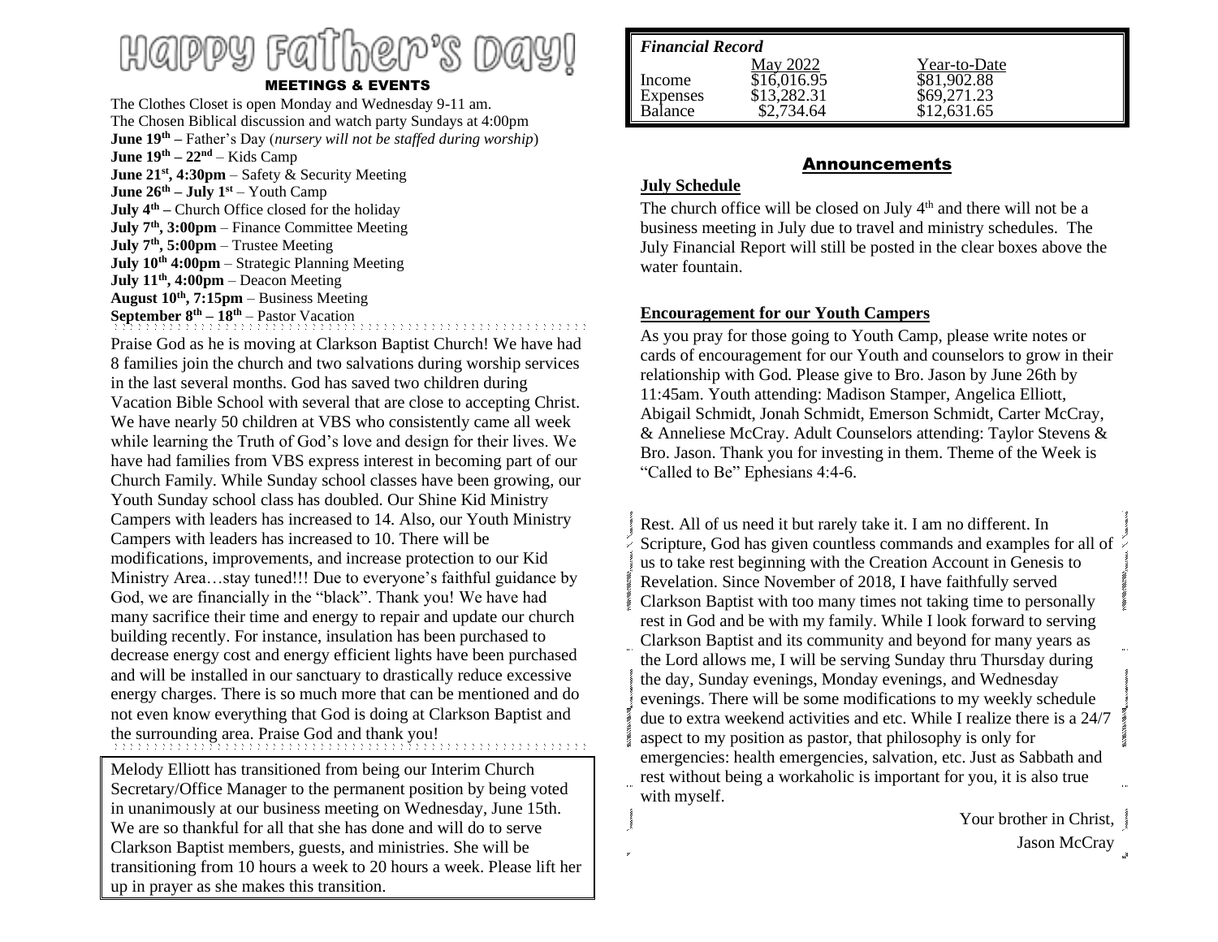# Happy Father's Day!

## MEETINGS & EVENTS

The Clothes Closet is open Monday and Wednesday 9-11 am.
The Chosen Biblical discussion and watch party Sundays at 4:00pm
**June 19th –** Father's Day (*nursery will not be staffed during worship*)
**June 19th – 22nd** – Kids Camp
**June 21st, 4:30pm** – Safety & Security Meeting
**June 26th – July 1st** – Youth Camp
**July 4th –** Church Office closed for the holiday
**July 7th, 3:00pm** – Finance Committee Meeting
**July 7th, 5:00pm** – Trustee Meeting
**July 10th 4:00pm** – Strategic Planning Meeting
**July 11th, 4:00pm** – Deacon Meeting
**August 10th, 7:15pm** – Business Meeting
**September 8th – 18th** – Pastor Vacation

Praise God as he is moving at Clarkson Baptist Church! We have had 8 families join the church and two salvations during worship services in the last several months. God has saved two children during Vacation Bible School with several that are close to accepting Christ. We have nearly 50 children at VBS who consistently came all week while learning the Truth of God's love and design for their lives. We have had families from VBS express interest in becoming part of our Church Family. While Sunday school classes have been growing, our Youth Sunday school class has doubled. Our Shine Kid Ministry Campers with leaders has increased to 14. Also, our Youth Ministry Campers with leaders has increased to 10. There will be modifications, improvements, and increase protection to our Kid Ministry Area…stay tuned!!! Due to everyone's faithful guidance by God, we are financially in the "black". Thank you! We have had many sacrifice their time and energy to repair and update our church building recently. For instance, insulation has been purchased to decrease energy cost and energy efficient lights have been purchased and will be installed in our sanctuary to drastically reduce excessive energy charges. There is so much more that can be mentioned and do not even know everything that God is doing at Clarkson Baptist and the surrounding area. Praise God and thank you!

Melody Elliott has transitioned from being our Interim Church Secretary/Office Manager to the permanent position by being voted in unanimously at our business meeting on Wednesday, June 15th. We are so thankful for all that she has done and will do to serve Clarkson Baptist members, guests, and ministries. She will be transitioning from 10 hours a week to 20 hours a week. Please lift her up in prayer as she makes this transition.

***Financial Record***

| | May 2022 | Year-to-Date |
|---|---|---|
| Income | $16,016.95 | $81,902.88 |
| Expenses | $13,282.31 | $69,271.23 |
| Balance | $2,734.64 | $12,631.65 |

## Announcements

**July Schedule**

The church office will be closed on July 4th and there will not be a business meeting in July due to travel and ministry schedules. The July Financial Report will still be posted in the clear boxes above the water fountain.

**Encouragement for our Youth Campers**

As you pray for those going to Youth Camp, please write notes or cards of encouragement for our Youth and counselors to grow in their relationship with God. Please give to Bro. Jason by June 26th by 11:45am. Youth attending: Madison Stamper, Angelica Elliott, Abigail Schmidt, Jonah Schmidt, Emerson Schmidt, Carter McCray, & Anneliese McCray. Adult Counselors attending: Taylor Stevens & Bro. Jason. Thank you for investing in them. Theme of the Week is "Called to Be" Ephesians 4:4-6.

Rest. All of us need it but rarely take it. I am no different. In Scripture, God has given countless commands and examples for all of us to take rest beginning with the Creation Account in Genesis to Revelation. Since November of 2018, I have faithfully served Clarkson Baptist with too many times not taking time to personally rest in God and be with my family. While I look forward to serving Clarkson Baptist and its community and beyond for many years as the Lord allows me, I will be serving Sunday thru Thursday during the day, Sunday evenings, Monday evenings, and Wednesday evenings. There will be some modifications to my weekly schedule due to extra weekend activities and etc. While I realize there is a 24/7 aspect to my position as pastor, that philosophy is only for emergencies: health emergencies, salvation, etc. Just as Sabbath and rest without being a workaholic is important for you, it is also true with myself.

Your brother in Christ,
Jason McCray